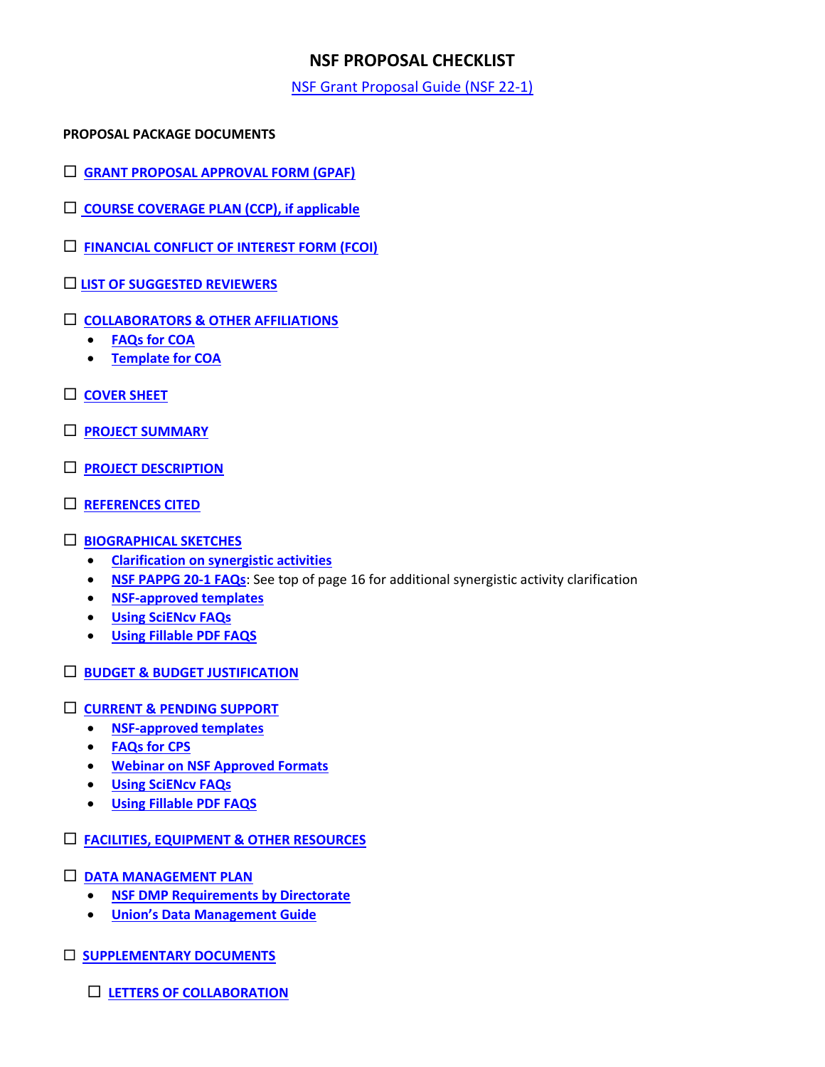# NSF PROPOSAL CHECKLIST

NSF Grant Proposal Guide (NSF 22-1)

**PROPOSAL PACKAGE DOCUMENTS**

☐ **GRANT PROPOSAL APPROVAL FORM (GPAF)**

☐ **COURSE COVERAGE PLAN (CCP), if applicable**

☐ **FINANCIAL CONFLICT OF INTEREST FORM (FCOI)**

☐ **LIST OF SUGGESTED REVIEWERS**

☐ **COLLABORATORS & OTHER AFFILIATIONS**

- **FAQs for COA**
- **Template for COA**

☐ **COVER SHEET**

☐ **PROJECT SUMMARY**

☐ **PROJECT DESCRIPTION**

☐ **REFERENCES CITED**

☐ **BIOGRAPHICAL SKETCHES**

- **Clarification on synergistic activities**
- **NSF PAPPG 20-1 FAQs**: See top of page 16 for additional synergistic activity clarification
- **NSF-approved templates**
- **Using SciENcv FAQs**
- **Using Fillable PDF FAQS**

☐ **BUDGET & BUDGET JUSTIFICATION**

☐ **CURRENT & PENDING SUPPORT**

- **NSF-approved templates**
- **FAQs for CPS**
- **Webinar on NSF Approved Formats**
- **Using SciENcv FAQs**
- **Using Fillable PDF FAQS**

☐ **FACILITIES, EQUIPMENT & OTHER RESOURCES**

☐ **DATA MANAGEMENT PLAN**

- **NSF DMP Requirements by Directorate**
- **Union's Data Management Guide**

☐ **SUPPLEMENTARY DOCUMENTS**

- ☐ **LETTERS OF COLLABORATION**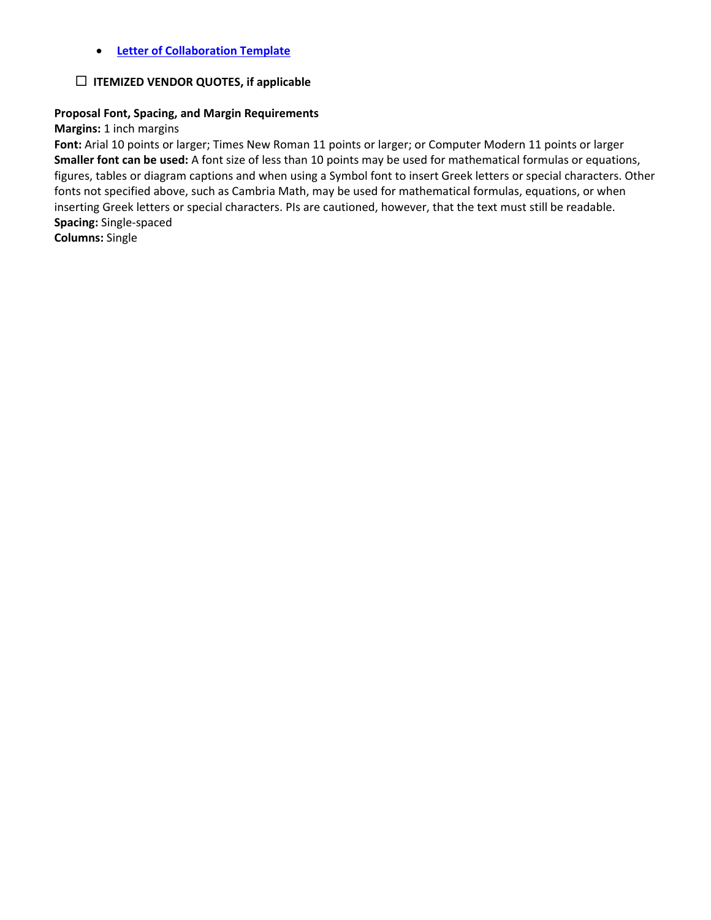- **Letter of Collaboration Template**

☐ **ITEMIZED VENDOR QUOTES, if applicable**

**Proposal Font, Spacing, and Margin Requirements**
**Margins:** 1 inch margins
**Font:** Arial 10 points or larger; Times New Roman 11 points or larger; or Computer Modern 11 points or larger
**Smaller font can be used:** A font size of less than 10 points may be used for mathematical formulas or equations, figures, tables or diagram captions and when using a Symbol font to insert Greek letters or special characters. Other fonts not specified above, such as Cambria Math, may be used for mathematical formulas, equations, or when inserting Greek letters or special characters. PIs are cautioned, however, that the text must still be readable.
**Spacing:** Single-spaced
**Columns:** Single